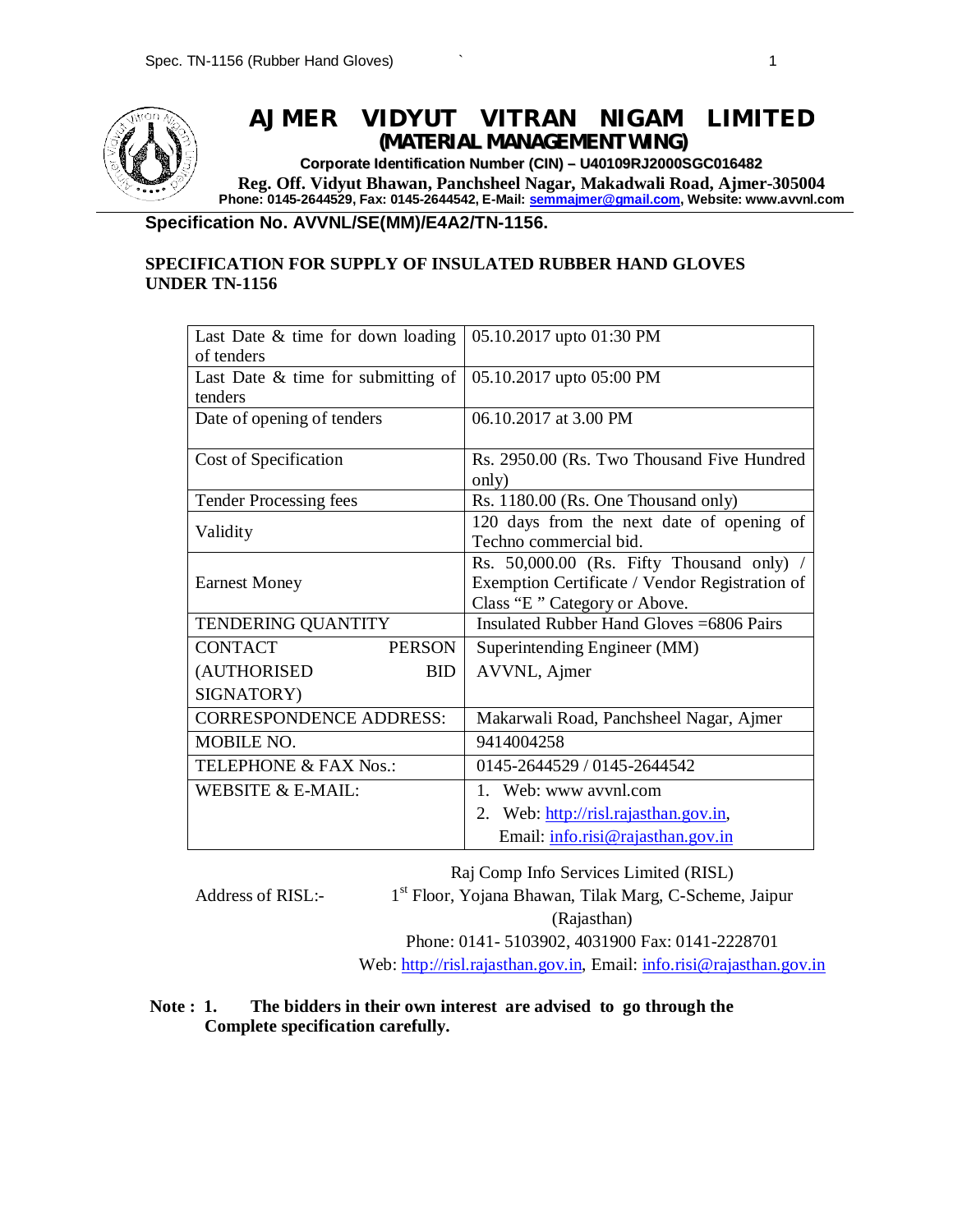# AJMER VIDYUT VITRAN NIGAM LIMITED

**(MATERIAL MANAGEMENT WING)**

**Corporate Identification Number (CIN) – U40109RJ2000SGC016482**

**Reg. Off. Vidyut Bhawan, Panchsheel Nagar, Makadwali Road, Ajmer-305004**

**Phone: 0145-2644529, Fax: 0145-2644542, E-Mail: semmajmer@gmail.com, Website: www.avvnl.com**

**Specification No. AVVNL/SE(MM)/E4A2/TN-1156.**

**SPECIFICATION FOR SUPPLY OF INSULATED RUBBER HAND GLOVES UNDER TN-1156**

| | |
|---|---|
| Last Date & time for down loading of tenders | 05.10.2017 upto 01:30 PM |
| Last Date & time for submitting of tenders | 05.10.2017 upto 05:00 PM |
| Date of opening of tenders | 06.10.2017 at 3.00 PM |
| Cost of Specification | Rs. 2950.00 (Rs. Two Thousand Five Hundred only) |
| Tender Processing fees | Rs. 1180.00 (Rs. One Thousand only) |
| Validity | 120 days from the next date of opening of Techno commercial bid. |
| Earnest Money | Rs. 50,000.00 (Rs. Fifty Thousand only) / Exemption Certificate / Vendor Registration of Class "E " Category or Above. |
| TENDERING QUANTITY | Insulated Rubber Hand Gloves =6806 Pairs |
| CONTACT PERSON (AUTHORISED BID SIGNATORY) | Superintending Engineer (MM) AVVNL, Ajmer |
| CORRESPONDENCE ADDRESS: | Makarwali Road, Panchsheel Nagar, Ajmer |
| MOBILE NO. | 9414004258 |
| TELEPHONE & FAX Nos.: | 0145-2644529 / 0145-2644542 |
| WEBSITE & E-MAIL: | 1. Web: www avvnl.com<br>2. Web: http://risl.rajasthan.gov.in, Email: info.risi@rajasthan.gov.in |

Address of RISL:- Raj Comp Info Services Limited (RISL)
1st Floor, Yojana Bhawan, Tilak Marg, C-Scheme, Jaipur (Rajasthan)
Phone: 0141- 5103902, 4031900 Fax: 0141-2228701
Web: http://risl.rajasthan.gov.in, Email: info.risi@rajasthan.gov.in

**Note : 1. The bidders in their own interest are advised to go through the Complete specification carefully.**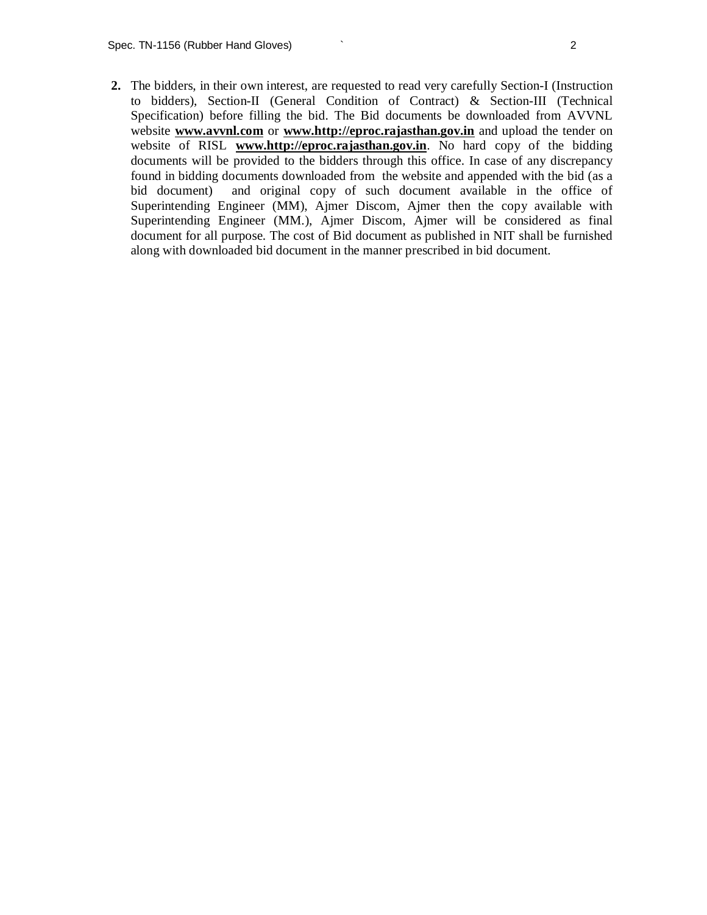**2.** The bidders, in their own interest, are requested to read very carefully Section-I (Instruction to bidders), Section-II (General Condition of Contract) & Section-III (Technical Specification) before filling the bid. The Bid documents be downloaded from AVVNL website **www.avvnl.com** or **www.http://eproc.rajasthan.gov.in** and upload the tender on website of RISL **www.http://eproc.rajasthan.gov.in**. No hard copy of the bidding documents will be provided to the bidders through this office. In case of any discrepancy found in bidding documents downloaded from the website and appended with the bid (as a bid document) and original copy of such document available in the office of Superintending Engineer (MM), Ajmer Discom, Ajmer then the copy available with Superintending Engineer (MM.), Ajmer Discom, Ajmer will be considered as final document for all purpose. The cost of Bid document as published in NIT shall be furnished along with downloaded bid document in the manner prescribed in bid document.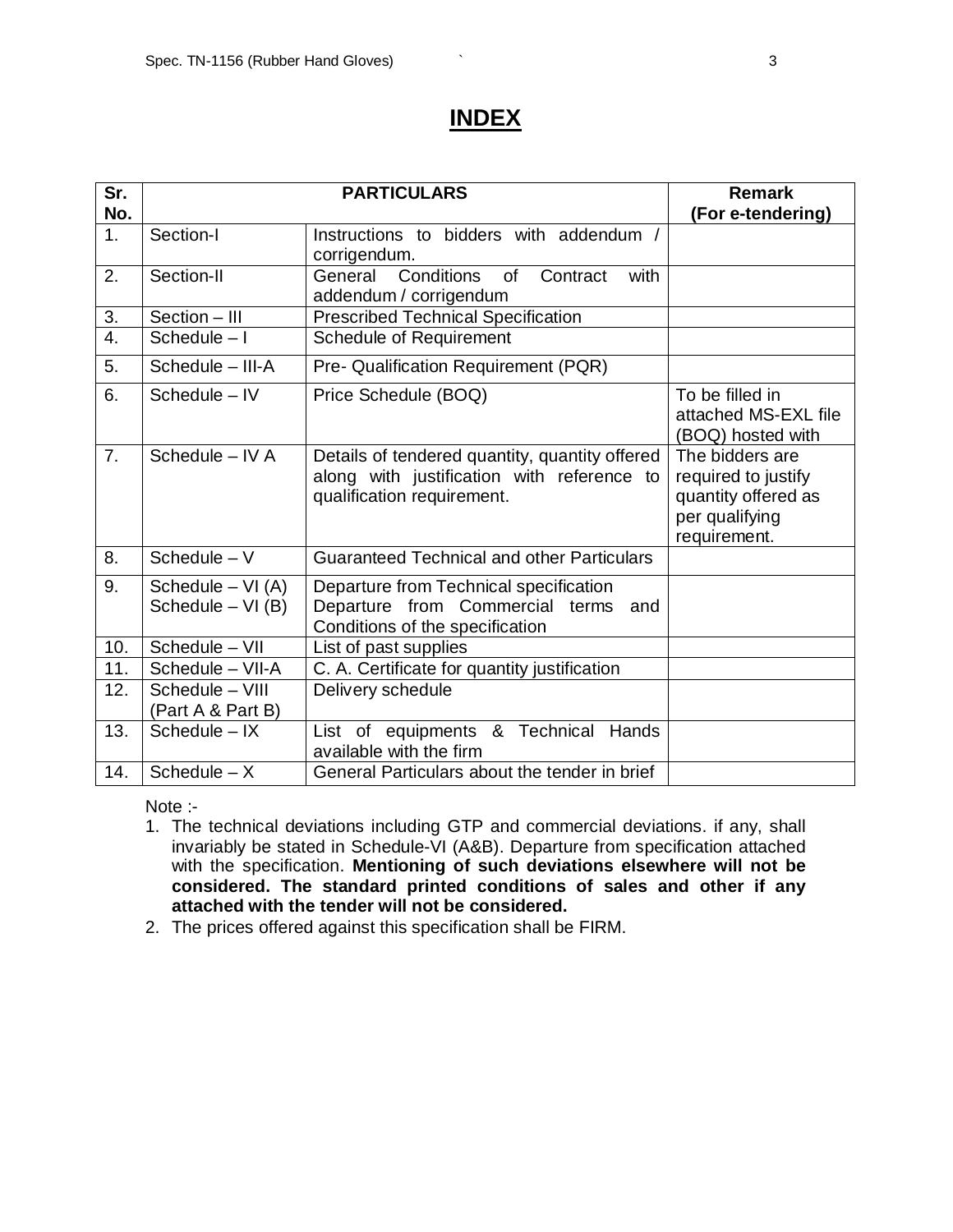# INDEX

| Sr. No. | PARTICULARS | | Remark (For e-tendering) |
|---|---|---|---|
| 1. | Section-I | Instructions to bidders with addendum / corrigendum. | |
| 2. | Section-II | General Conditions of Contract with addendum / corrigendum | |
| 3. | Section – III | Prescribed Technical Specification | |
| 4. | Schedule – I | Schedule of Requirement | |
| 5. | Schedule – III-A | Pre- Qualification Requirement (PQR) | |
| 6. | Schedule – IV | Price Schedule (BOQ) | To be filled in attached MS-EXL file (BOQ) hosted with |
| 7. | Schedule – IV A | Details of tendered quantity, quantity offered along with justification with reference to qualification requirement. | The bidders are required to justify quantity offered as per qualifying requirement. |
| 8. | Schedule – V | Guaranteed Technical and other Particulars | |
| 9. | Schedule – VI (A)<br>Schedule – VI (B) | Departure from Technical specification<br>Departure from Commercial terms and Conditions of the specification | |
| 10. | Schedule – VII | List of past supplies | |
| 11. | Schedule – VII-A | C. A. Certificate for quantity justification | |
| 12. | Schedule – VIII (Part A & Part B) | Delivery schedule | |
| 13. | Schedule – IX | List of equipments & Technical Hands available with the firm | |
| 14. | Schedule – X | General Particulars about the tender in brief | |

Note :-

1. The technical deviations including GTP and commercial deviations. if any, shall invariably be stated in Schedule-VI (A&B). Departure from specification attached with the specification. **Mentioning of such deviations elsewhere will not be considered. The standard printed conditions of sales and other if any attached with the tender will not be considered.**
2. The prices offered against this specification shall be FIRM.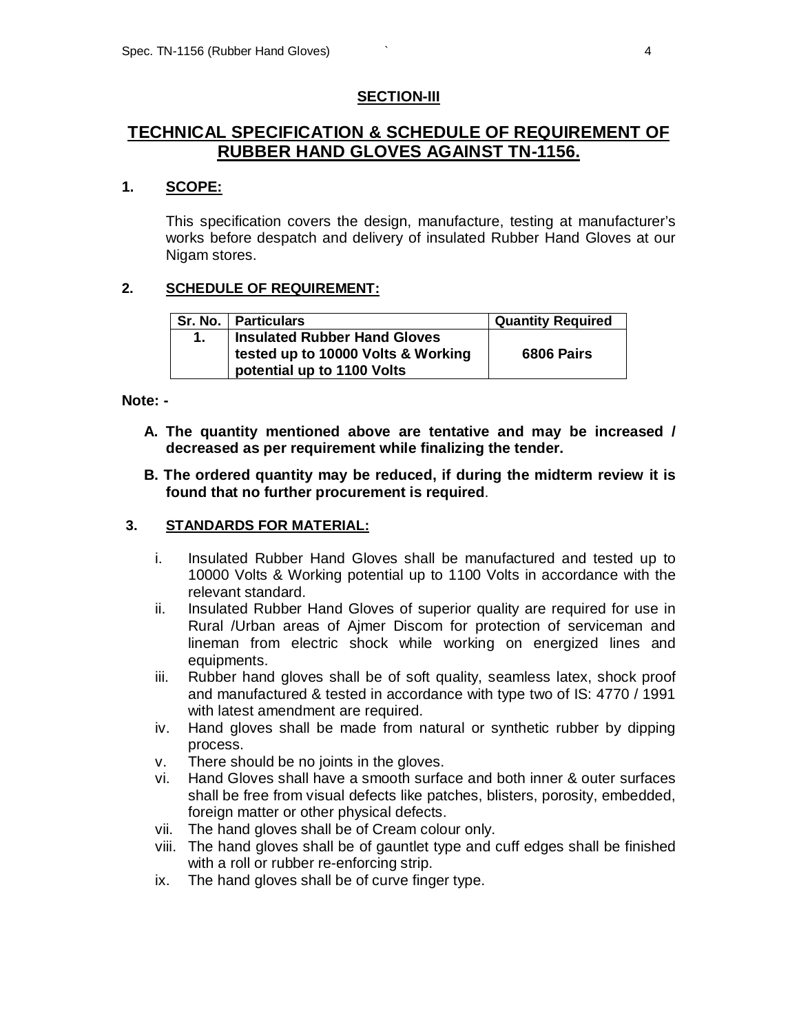## SECTION-III

# TECHNICAL SPECIFICATION & SCHEDULE OF REQUIREMENT OF RUBBER HAND GLOVES AGAINST TN-1156.

### 1. SCOPE:

This specification covers the design, manufacture, testing at manufacturer's works before despatch and delivery of insulated Rubber Hand Gloves at our Nigam stores.

### 2. SCHEDULE OF REQUIREMENT:

| Sr. No. | Particulars | Quantity Required |
|---|---|---|
| **1.** | **Insulated Rubber Hand Gloves tested up to 10000 Volts & Working potential up to 1100 Volts** | **6806 Pairs** |

**Note: -**

- **A. The quantity mentioned above are tentative and may be increased / decreased as per requirement while finalizing the tender.**
- **B. The ordered quantity may be reduced, if during the midterm review it is found that no further procurement is required**.

### 3. STANDARDS FOR MATERIAL:

- i. Insulated Rubber Hand Gloves shall be manufactured and tested up to 10000 Volts & Working potential up to 1100 Volts in accordance with the relevant standard.
- ii. Insulated Rubber Hand Gloves of superior quality are required for use in Rural /Urban areas of Ajmer Discom for protection of serviceman and lineman from electric shock while working on energized lines and equipments.
- iii. Rubber hand gloves shall be of soft quality, seamless latex, shock proof and manufactured & tested in accordance with type two of IS: 4770 / 1991 with latest amendment are required.
- iv. Hand gloves shall be made from natural or synthetic rubber by dipping process.
- v. There should be no joints in the gloves.
- vi. Hand Gloves shall have a smooth surface and both inner & outer surfaces shall be free from visual defects like patches, blisters, porosity, embedded, foreign matter or other physical defects.
- vii. The hand gloves shall be of Cream colour only.
- viii. The hand gloves shall be of gauntlet type and cuff edges shall be finished with a roll or rubber re-enforcing strip.
- ix. The hand gloves shall be of curve finger type.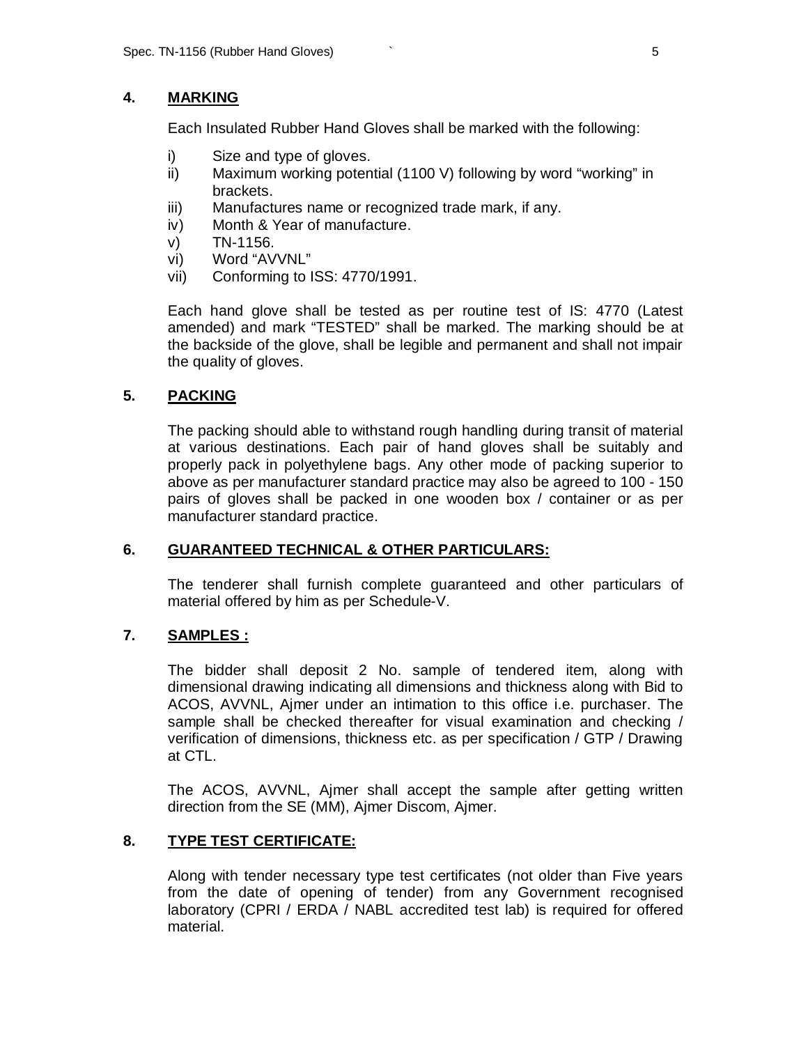## 4. MARKING

Each Insulated Rubber Hand Gloves shall be marked with the following:

i) Size and type of gloves.
ii) Maximum working potential (1100 V) following by word “working” in brackets.
iii) Manufactures name or recognized trade mark, if any.
iv) Month & Year of manufacture.
v) TN-1156.
vi) Word “AVVNL”
vii) Conforming to ISS: 4770/1991.

Each hand glove shall be tested as per routine test of IS: 4770 (Latest amended) and mark “TESTED” shall be marked. The marking should be at the backside of the glove, shall be legible and permanent and shall not impair the quality of gloves.

## 5. PACKING

The packing should able to withstand rough handling during transit of material at various destinations. Each pair of hand gloves shall be suitably and properly pack in polyethylene bags. Any other mode of packing superior to above as per manufacturer standard practice may also be agreed to 100 - 150 pairs of gloves shall be packed in one wooden box / container or as per manufacturer standard practice.

## 6. GUARANTEED TECHNICAL & OTHER PARTICULARS:

The tenderer shall furnish complete guaranteed and other particulars of material offered by him as per Schedule-V.

## 7. SAMPLES :

The bidder shall deposit 2 No. sample of tendered item, along with dimensional drawing indicating all dimensions and thickness along with Bid to ACOS, AVVNL, Ajmer under an intimation to this office i.e. purchaser. The sample shall be checked thereafter for visual examination and checking / verification of dimensions, thickness etc. as per specification / GTP / Drawing at CTL.

The ACOS, AVVNL, Ajmer shall accept the sample after getting written direction from the SE (MM), Ajmer Discom, Ajmer.

## 8. TYPE TEST CERTIFICATE:

Along with tender necessary type test certificates (not older than Five years from the date of opening of tender) from any Government recognised laboratory (CPRI / ERDA / NABL accredited test lab) is required for offered material.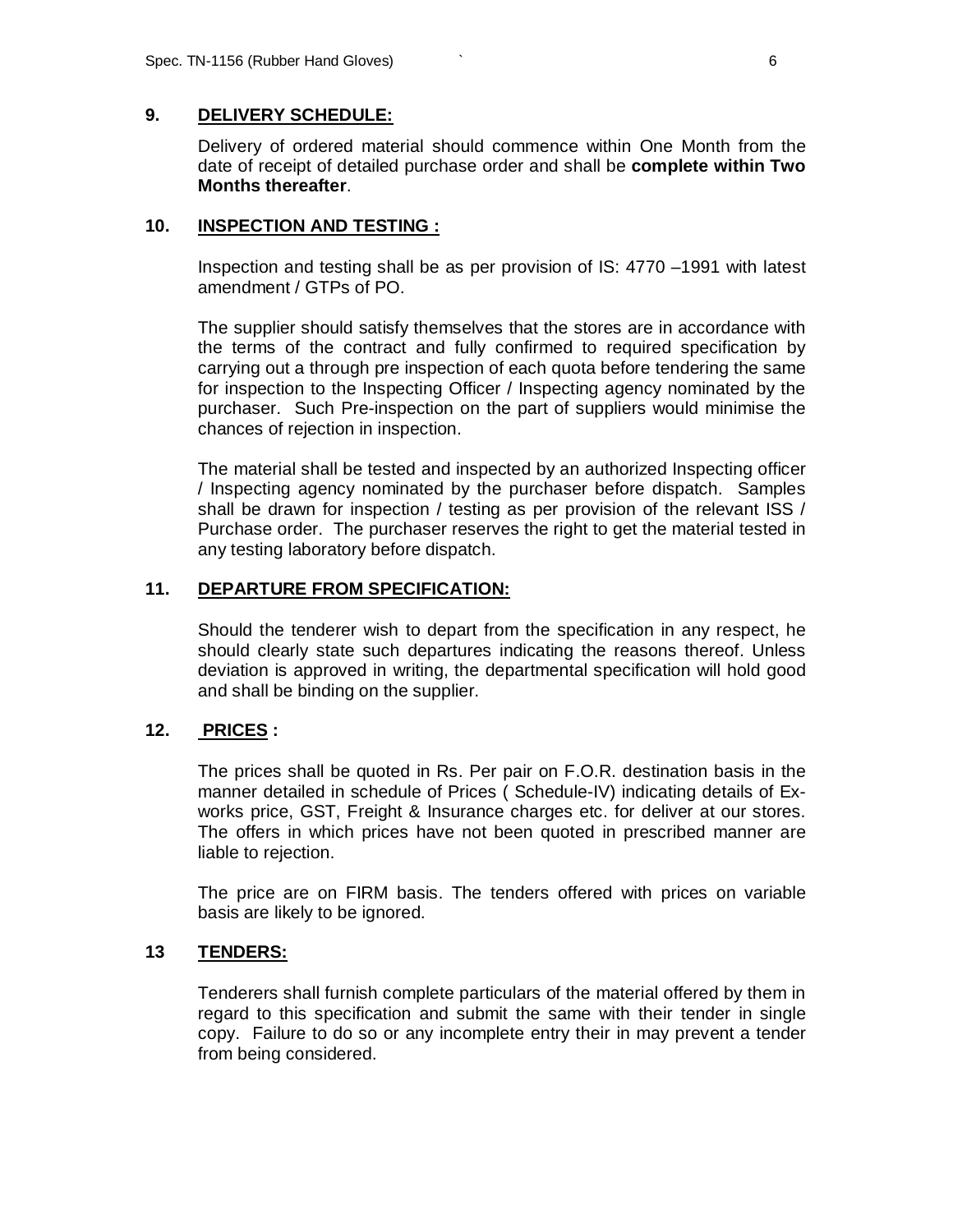**9. DELIVERY SCHEDULE:**

Delivery of ordered material should commence within One Month from the date of receipt of detailed purchase order and shall be **complete within Two Months thereafter**.

**10. INSPECTION AND TESTING :**

Inspection and testing shall be as per provision of IS: 4770 –1991 with latest amendment / GTPs of PO.

The supplier should satisfy themselves that the stores are in accordance with the terms of the contract and fully confirmed to required specification by carrying out a through pre inspection of each quota before tendering the same for inspection to the Inspecting Officer / Inspecting agency nominated by the purchaser. Such Pre-inspection on the part of suppliers would minimise the chances of rejection in inspection.

The material shall be tested and inspected by an authorized Inspecting officer / Inspecting agency nominated by the purchaser before dispatch. Samples shall be drawn for inspection / testing as per provision of the relevant ISS / Purchase order. The purchaser reserves the right to get the material tested in any testing laboratory before dispatch.

**11. DEPARTURE FROM SPECIFICATION:**

Should the tenderer wish to depart from the specification in any respect, he should clearly state such departures indicating the reasons thereof. Unless deviation is approved in writing, the departmental specification will hold good and shall be binding on the supplier.

**12. PRICES :**

The prices shall be quoted in Rs. Per pair on F.O.R. destination basis in the manner detailed in schedule of Prices ( Schedule-IV) indicating details of Ex-works price, GST, Freight & Insurance charges etc. for deliver at our stores. The offers in which prices have not been quoted in prescribed manner are liable to rejection.

The price are on FIRM basis. The tenders offered with prices on variable basis are likely to be ignored.

**13 TENDERS:**

Tenderers shall furnish complete particulars of the material offered by them in regard to this specification and submit the same with their tender in single copy. Failure to do so or any incomplete entry their in may prevent a tender from being considered.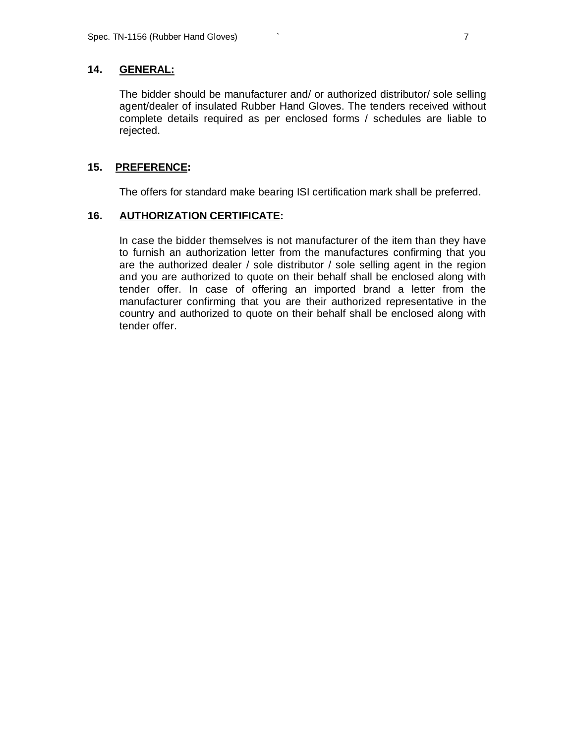## 14. GENERAL:

The bidder should be manufacturer and/ or authorized distributor/ sole selling agent/dealer of insulated Rubber Hand Gloves. The tenders received without complete details required as per enclosed forms / schedules are liable to rejected.

## 15. PREFERENCE:

The offers for standard make bearing ISI certification mark shall be preferred.

## 16. AUTHORIZATION CERTIFICATE:

In case the bidder themselves is not manufacturer of the item than they have to furnish an authorization letter from the manufactures confirming that you are the authorized dealer / sole distributor / sole selling agent in the region and you are authorized to quote on their behalf shall be enclosed along with tender offer. In case of offering an imported brand a letter from the manufacturer confirming that you are their authorized representative in the country and authorized to quote on their behalf shall be enclosed along with tender offer.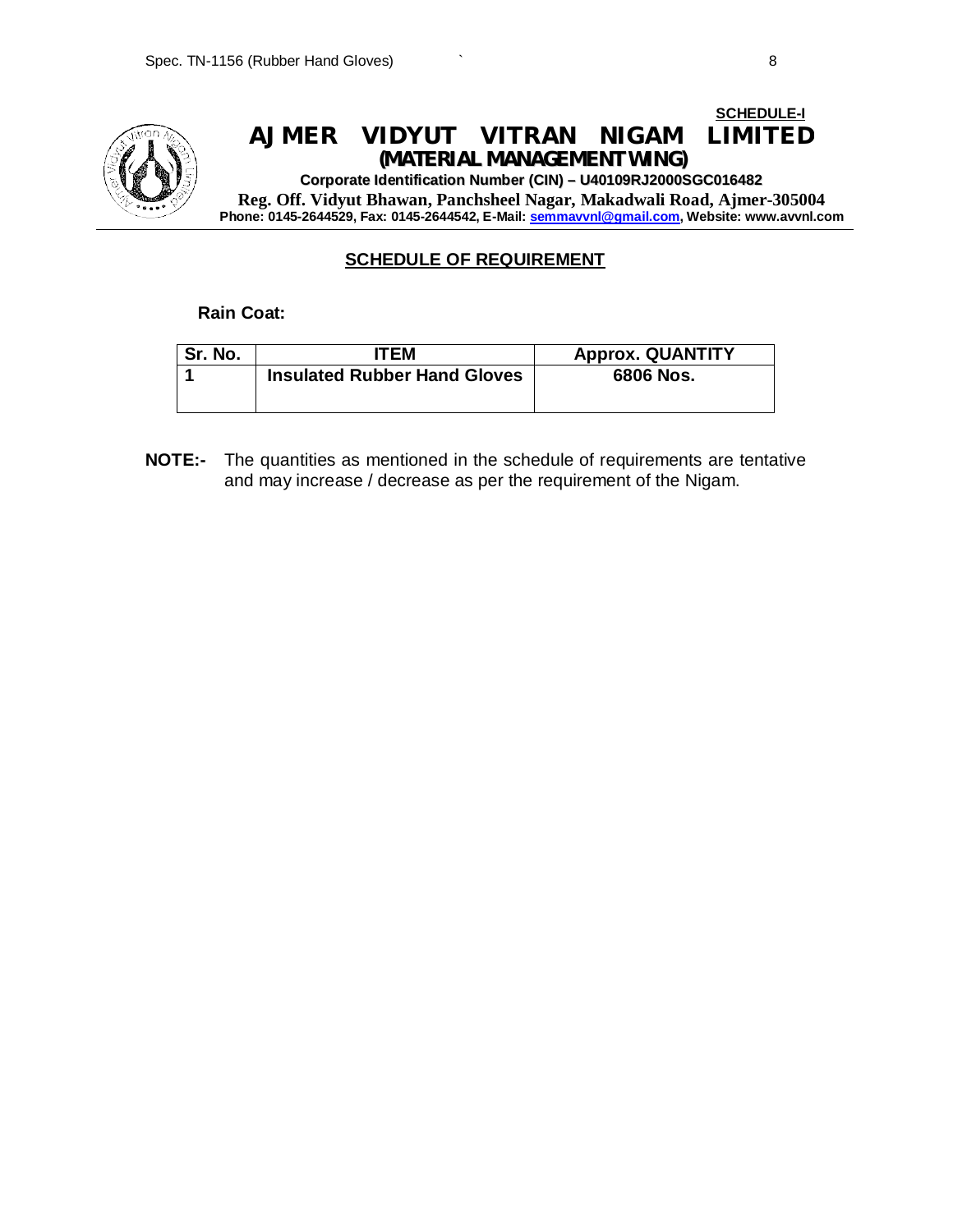**SCHEDULE-I**

# AJMER VIDYUT VITRAN NIGAM LIMITED

**(MATERIAL MANAGEMENT WING)**

**Corporate Identification Number (CIN) – U40109RJ2000SGC016482**

**Reg. Off. Vidyut Bhawan, Panchsheel Nagar, Makadwali Road, Ajmer-305004**

**Phone: 0145-2644529, Fax: 0145-2644542, E-Mail: semmavvnl@gmail.com, Website: www.avvnl.com**

## SCHEDULE OF REQUIREMENT

**Rain Coat:**

| Sr. No. | ITEM | Approx. QUANTITY |
|---|---|---|
| 1 | Insulated Rubber Hand Gloves | 6806 Nos. |

**NOTE:-** The quantities as mentioned in the schedule of requirements are tentative and may increase / decrease as per the requirement of the Nigam.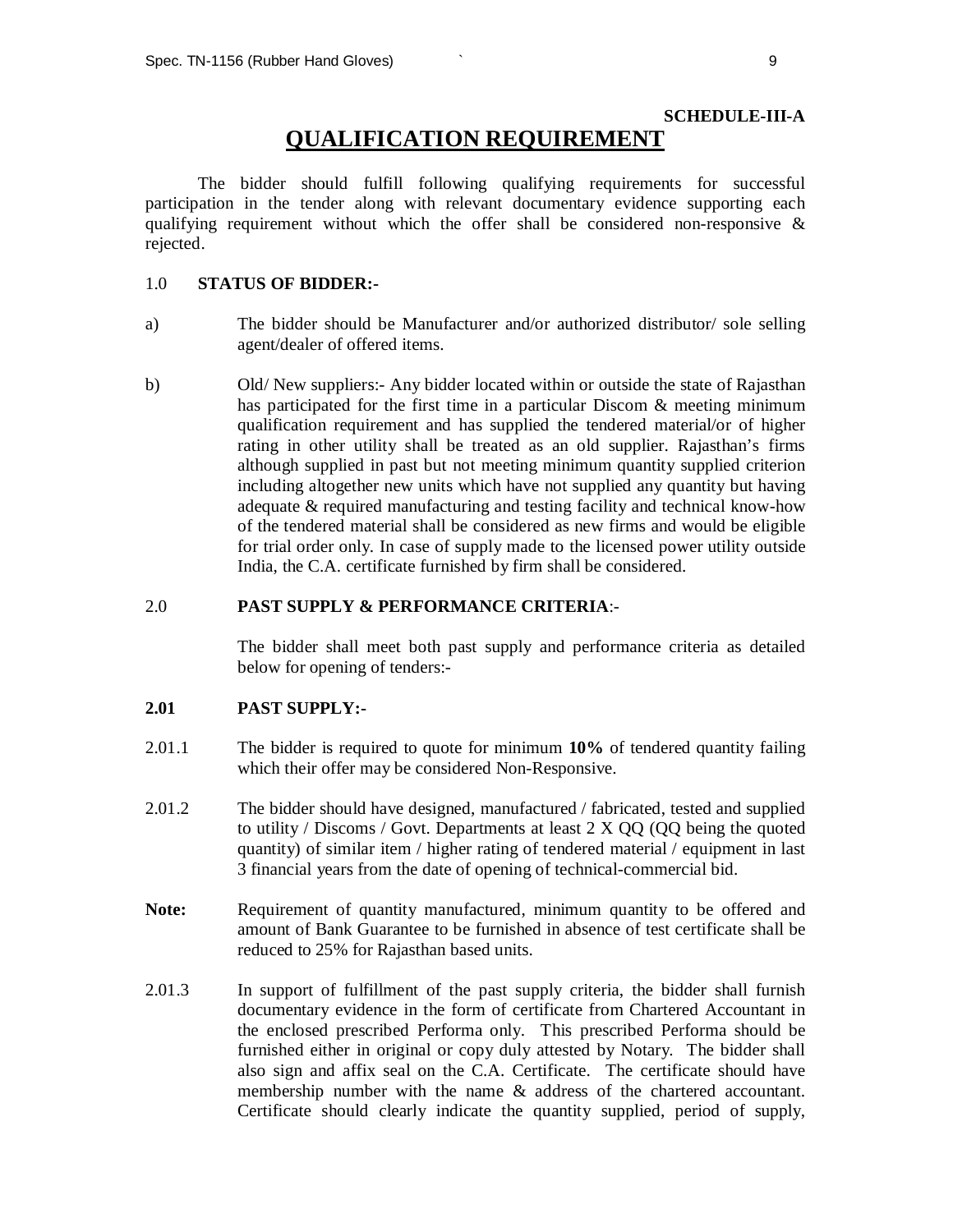**SCHEDULE-III-A**

# QUALIFICATION REQUIREMENT

The bidder should fulfill following qualifying requirements for successful participation in the tender along with relevant documentary evidence supporting each qualifying requirement without which the offer shall be considered non-responsive & rejected.

1.0 **STATUS OF BIDDER:-**

a) The bidder should be Manufacturer and/or authorized distributor/ sole selling agent/dealer of offered items.

b) Old/ New suppliers:- Any bidder located within or outside the state of Rajasthan has participated for the first time in a particular Discom & meeting minimum qualification requirement and has supplied the tendered material/or of higher rating in other utility shall be treated as an old supplier. Rajasthan's firms although supplied in past but not meeting minimum quantity supplied criterion including altogether new units which have not supplied any quantity but having adequate & required manufacturing and testing facility and technical know-how of the tendered material shall be considered as new firms and would be eligible for trial order only. In case of supply made to the licensed power utility outside India, the C.A. certificate furnished by firm shall be considered.

2.0 **PAST SUPPLY & PERFORMANCE CRITERIA**:-

The bidder shall meet both past supply and performance criteria as detailed below for opening of tenders:-

**2.01 PAST SUPPLY:-**

2.01.1 The bidder is required to quote for minimum **10%** of tendered quantity failing which their offer may be considered Non-Responsive.

2.01.2 The bidder should have designed, manufactured / fabricated, tested and supplied to utility / Discoms / Govt. Departments at least 2 X QQ (QQ being the quoted quantity) of similar item / higher rating of tendered material / equipment in last 3 financial years from the date of opening of technical-commercial bid.

**Note:** Requirement of quantity manufactured, minimum quantity to be offered and amount of Bank Guarantee to be furnished in absence of test certificate shall be reduced to 25% for Rajasthan based units.

2.01.3 In support of fulfillment of the past supply criteria, the bidder shall furnish documentary evidence in the form of certificate from Chartered Accountant in the enclosed prescribed Performa only. This prescribed Performa should be furnished either in original or copy duly attested by Notary. The bidder shall also sign and affix seal on the C.A. Certificate. The certificate should have membership number with the name & address of the chartered accountant. Certificate should clearly indicate the quantity supplied, period of supply,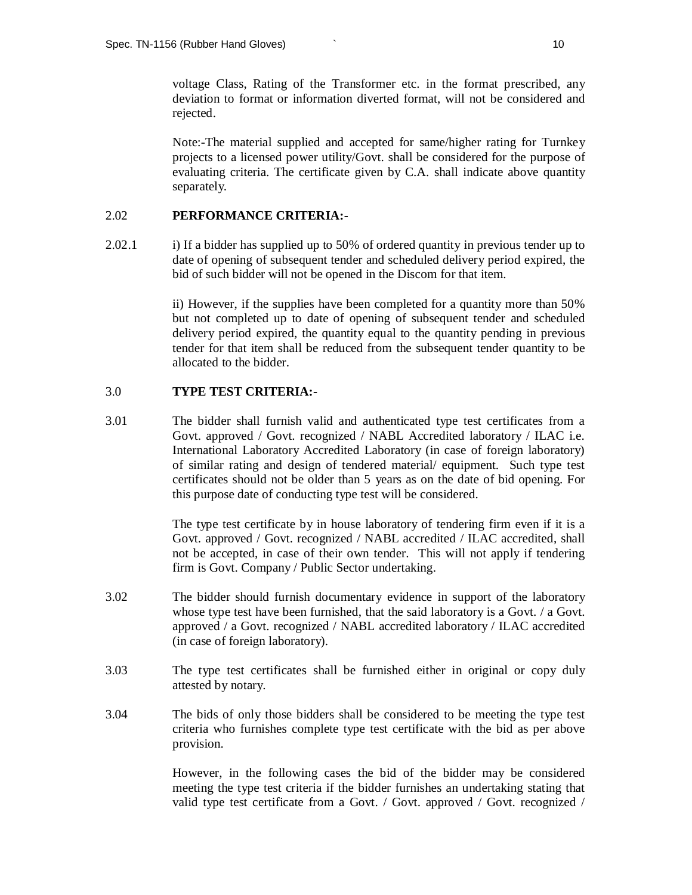voltage Class, Rating of the Transformer etc. in the format prescribed, any deviation to format or information diverted format, will not be considered and rejected.

Note:-The material supplied and accepted for same/higher rating for Turnkey projects to a licensed power utility/Govt. shall be considered for the purpose of evaluating criteria. The certificate given by C.A. shall indicate above quantity separately.

2.02 **PERFORMANCE CRITERIA:-**

2.02.1 i) If a bidder has supplied up to 50% of ordered quantity in previous tender up to date of opening of subsequent tender and scheduled delivery period expired, the bid of such bidder will not be opened in the Discom for that item.

ii) However, if the supplies have been completed for a quantity more than 50% but not completed up to date of opening of subsequent tender and scheduled delivery period expired, the quantity equal to the quantity pending in previous tender for that item shall be reduced from the subsequent tender quantity to be allocated to the bidder.

3.0 **TYPE TEST CRITERIA:-**

3.01 The bidder shall furnish valid and authenticated type test certificates from a Govt. approved / Govt. recognized / NABL Accredited laboratory / ILAC i.e. International Laboratory Accredited Laboratory (in case of foreign laboratory) of similar rating and design of tendered material/ equipment. Such type test certificates should not be older than 5 years as on the date of bid opening. For this purpose date of conducting type test will be considered.

The type test certificate by in house laboratory of tendering firm even if it is a Govt. approved / Govt. recognized / NABL accredited / ILAC accredited, shall not be accepted, in case of their own tender. This will not apply if tendering firm is Govt. Company / Public Sector undertaking.

3.02 The bidder should furnish documentary evidence in support of the laboratory whose type test have been furnished, that the said laboratory is a Govt. / a Govt. approved / a Govt. recognized / NABL accredited laboratory / ILAC accredited (in case of foreign laboratory).

3.03 The type test certificates shall be furnished either in original or copy duly attested by notary.

3.04 The bids of only those bidders shall be considered to be meeting the type test criteria who furnishes complete type test certificate with the bid as per above provision.

However, in the following cases the bid of the bidder may be considered meeting the type test criteria if the bidder furnishes an undertaking stating that valid type test certificate from a Govt. / Govt. approved / Govt. recognized /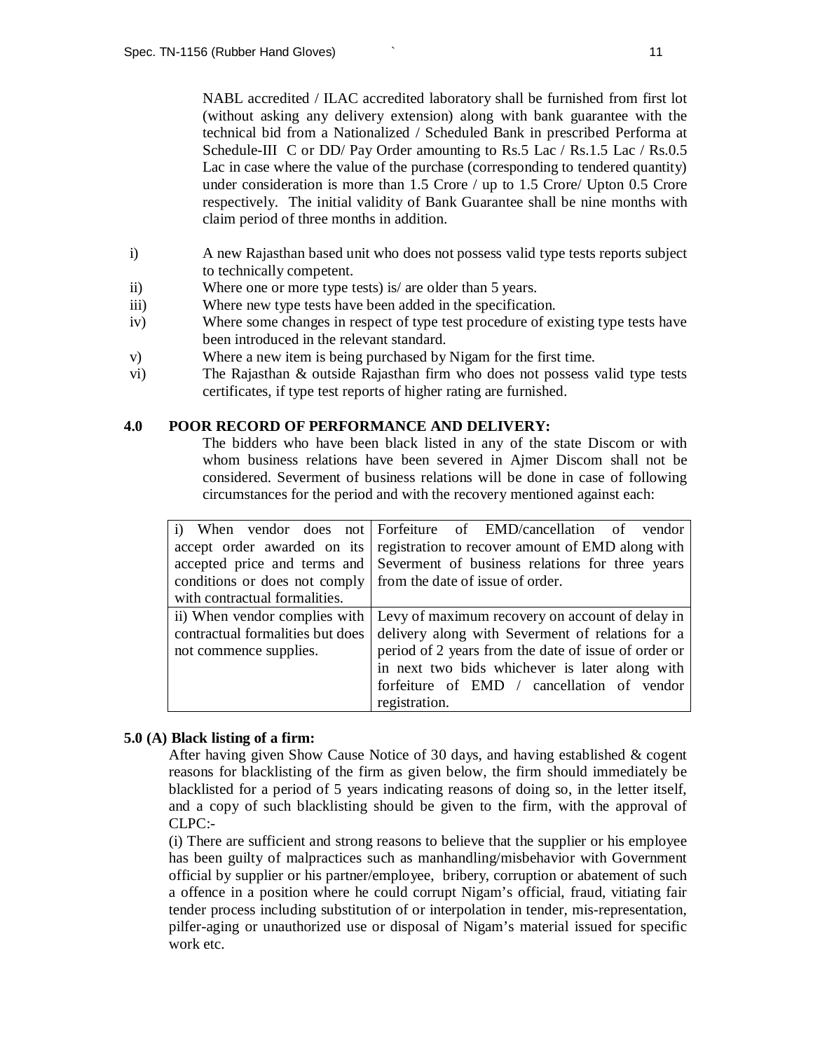NABL accredited / ILAC accredited laboratory shall be furnished from first lot (without asking any delivery extension) along with bank guarantee with the technical bid from a Nationalized / Scheduled Bank in prescribed Performa at Schedule-III C or DD/ Pay Order amounting to Rs.5 Lac / Rs.1.5 Lac / Rs.0.5 Lac in case where the value of the purchase (corresponding to tendered quantity) under consideration is more than 1.5 Crore / up to 1.5 Crore/ Upton 0.5 Crore respectively. The initial validity of Bank Guarantee shall be nine months with claim period of three months in addition.

- i) A new Rajasthan based unit who does not possess valid type tests reports subject to technically competent.
- ii) Where one or more type tests) is/ are older than 5 years.
- iii) Where new type tests have been added in the specification.
- iv) Where some changes in respect of type test procedure of existing type tests have been introduced in the relevant standard.
- v) Where a new item is being purchased by Nigam for the first time.
- vi) The Rajasthan & outside Rajasthan firm who does not possess valid type tests certificates, if type test reports of higher rating are furnished.

**4.0 POOR RECORD OF PERFORMANCE AND DELIVERY:**

The bidders who have been black listed in any of the state Discom or with whom business relations have been severed in Ajmer Discom shall not be considered. Severment of business relations will be done in case of following circumstances for the period and with the recovery mentioned against each:

| | |
|---|---|
| i) When vendor does not accept order awarded on its accepted price and terms and conditions or does not comply with contractual formalities. | Forfeiture of EMD/cancellation of vendor registration to recover amount of EMD along with Severment of business relations for three years from the date of issue of order. |
| ii) When vendor complies with contractual formalities but does not commence supplies. | Levy of maximum recovery on account of delay in delivery along with Severment of relations for a period of 2 years from the date of issue of order or in next two bids whichever is later along with forfeiture of EMD / cancellation of vendor registration. |

**5.0 (A) Black listing of a firm:**

After having given Show Cause Notice of 30 days, and having established & cogent reasons for blacklisting of the firm as given below, the firm should immediately be blacklisted for a period of 5 years indicating reasons of doing so, in the letter itself, and a copy of such blacklisting should be given to the firm, with the approval of CLPC:-

(i) There are sufficient and strong reasons to believe that the supplier or his employee has been guilty of malpractices such as manhandling/misbehavior with Government official by supplier or his partner/employee, bribery, corruption or abatement of such a offence in a position where he could corrupt Nigam's official, fraud, vitiating fair tender process including substitution of or interpolation in tender, mis-representation, pilfer-aging or unauthorized use or disposal of Nigam's material issued for specific work etc.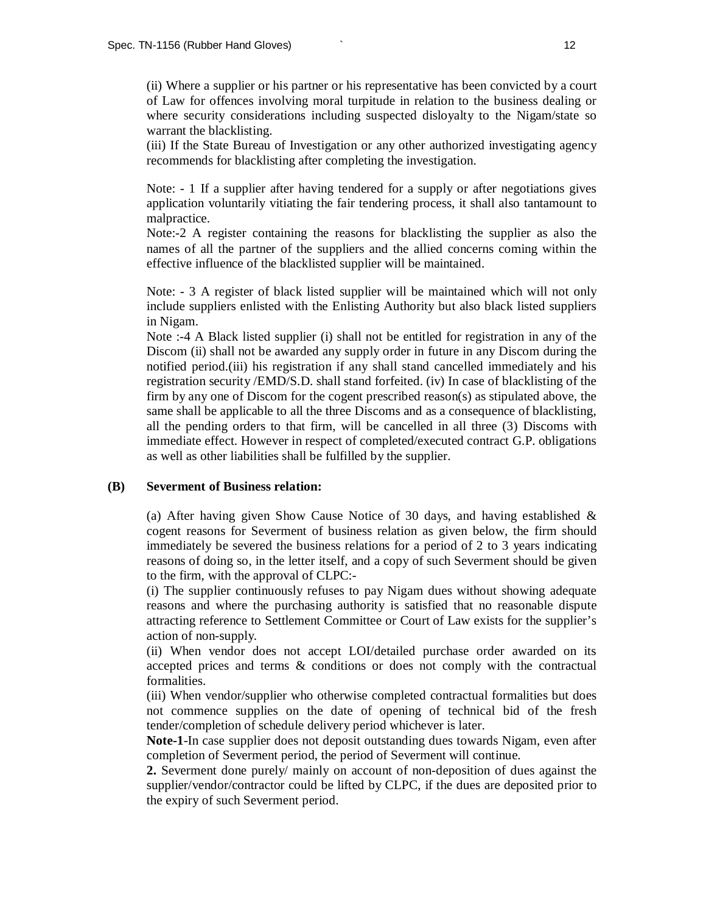(ii) Where a supplier or his partner or his representative has been convicted by a court of Law for offences involving moral turpitude in relation to the business dealing or where security considerations including suspected disloyalty to the Nigam/state so warrant the blacklisting.

(iii) If the State Bureau of Investigation or any other authorized investigating agency recommends for blacklisting after completing the investigation.

Note: - 1 If a supplier after having tendered for a supply or after negotiations gives application voluntarily vitiating the fair tendering process, it shall also tantamount to malpractice.

Note:-2 A register containing the reasons for blacklisting the supplier as also the names of all the partner of the suppliers and the allied concerns coming within the effective influence of the blacklisted supplier will be maintained.

Note: - 3 A register of black listed supplier will be maintained which will not only include suppliers enlisted with the Enlisting Authority but also black listed suppliers in Nigam.

Note :-4 A Black listed supplier (i) shall not be entitled for registration in any of the Discom (ii) shall not be awarded any supply order in future in any Discom during the notified period.(iii) his registration if any shall stand cancelled immediately and his registration security /EMD/S.D. shall stand forfeited. (iv) In case of blacklisting of the firm by any one of Discom for the cogent prescribed reason(s) as stipulated above, the same shall be applicable to all the three Discoms and as a consequence of blacklisting, all the pending orders to that firm, will be cancelled in all three (3) Discoms with immediate effect. However in respect of completed/executed contract G.P. obligations as well as other liabilities shall be fulfilled by the supplier.

**(B) Severment of Business relation:**

(a) After having given Show Cause Notice of 30 days, and having established & cogent reasons for Severment of business relation as given below, the firm should immediately be severed the business relations for a period of 2 to 3 years indicating reasons of doing so, in the letter itself, and a copy of such Severment should be given to the firm, with the approval of CLPC:-

(i) The supplier continuously refuses to pay Nigam dues without showing adequate reasons and where the purchasing authority is satisfied that no reasonable dispute attracting reference to Settlement Committee or Court of Law exists for the supplier's action of non-supply.

(ii) When vendor does not accept LOI/detailed purchase order awarded on its accepted prices and terms & conditions or does not comply with the contractual formalities.

(iii) When vendor/supplier who otherwise completed contractual formalities but does not commence supplies on the date of opening of technical bid of the fresh tender/completion of schedule delivery period whichever is later.

**Note-1**-In case supplier does not deposit outstanding dues towards Nigam, even after completion of Severment period, the period of Severment will continue.

**2.** Severment done purely/ mainly on account of non-deposition of dues against the supplier/vendor/contractor could be lifted by CLPC, if the dues are deposited prior to the expiry of such Severment period.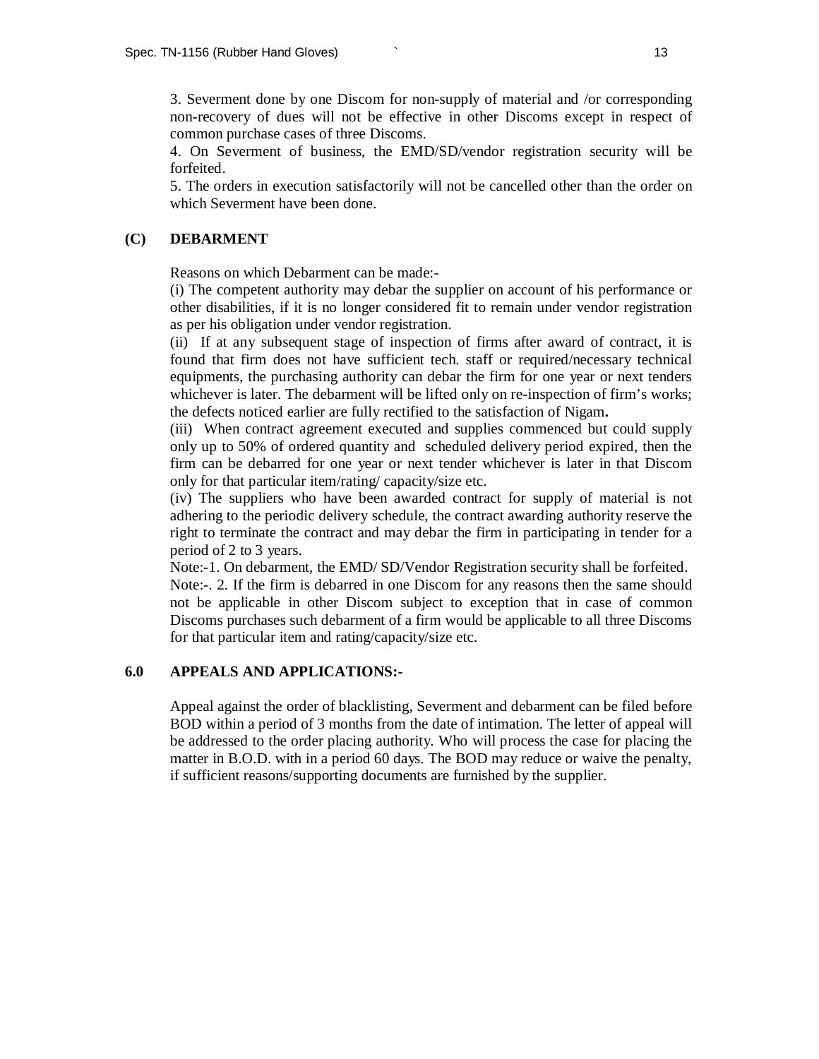3. Severment done by one Discom for non-supply of material and /or corresponding non-recovery of dues will not be effective in other Discoms except in respect of common purchase cases of three Discoms.

4. On Severment of business, the EMD/SD/vendor registration security will be forfeited.

5. The orders in execution satisfactorily will not be cancelled other than the order on which Severment have been done.

**(C) DEBARMENT**

Reasons on which Debarment can be made:-

(i) The competent authority may debar the supplier on account of his performance or other disabilities, if it is no longer considered fit to remain under vendor registration as per his obligation under vendor registration.

(ii) If at any subsequent stage of inspection of firms after award of contract, it is found that firm does not have sufficient tech. staff or required/necessary technical equipments, the purchasing authority can debar the firm for one year or next tenders whichever is later. The debarment will be lifted only on re-inspection of firm's works; the defects noticed earlier are fully rectified to the satisfaction of Nigam**.**

(iii) When contract agreement executed and supplies commenced but could supply only up to 50% of ordered quantity and scheduled delivery period expired, then the firm can be debarred for one year or next tender whichever is later in that Discom only for that particular item/rating/ capacity/size etc.

(iv) The suppliers who have been awarded contract for supply of material is not adhering to the periodic delivery schedule, the contract awarding authority reserve the right to terminate the contract and may debar the firm in participating in tender for a period of 2 to 3 years.

Note:-1. On debarment, the EMD/ SD/Vendor Registration security shall be forfeited.

Note:-. 2. If the firm is debarred in one Discom for any reasons then the same should not be applicable in other Discom subject to exception that in case of common Discoms purchases such debarment of a firm would be applicable to all three Discoms for that particular item and rating/capacity/size etc.

**6.0 APPEALS AND APPLICATIONS:-**

Appeal against the order of blacklisting, Severment and debarment can be filed before BOD within a period of 3 months from the date of intimation. The letter of appeal will be addressed to the order placing authority. Who will process the case for placing the matter in B.O.D. with in a period 60 days. The BOD may reduce or waive the penalty, if sufficient reasons/supporting documents are furnished by the supplier.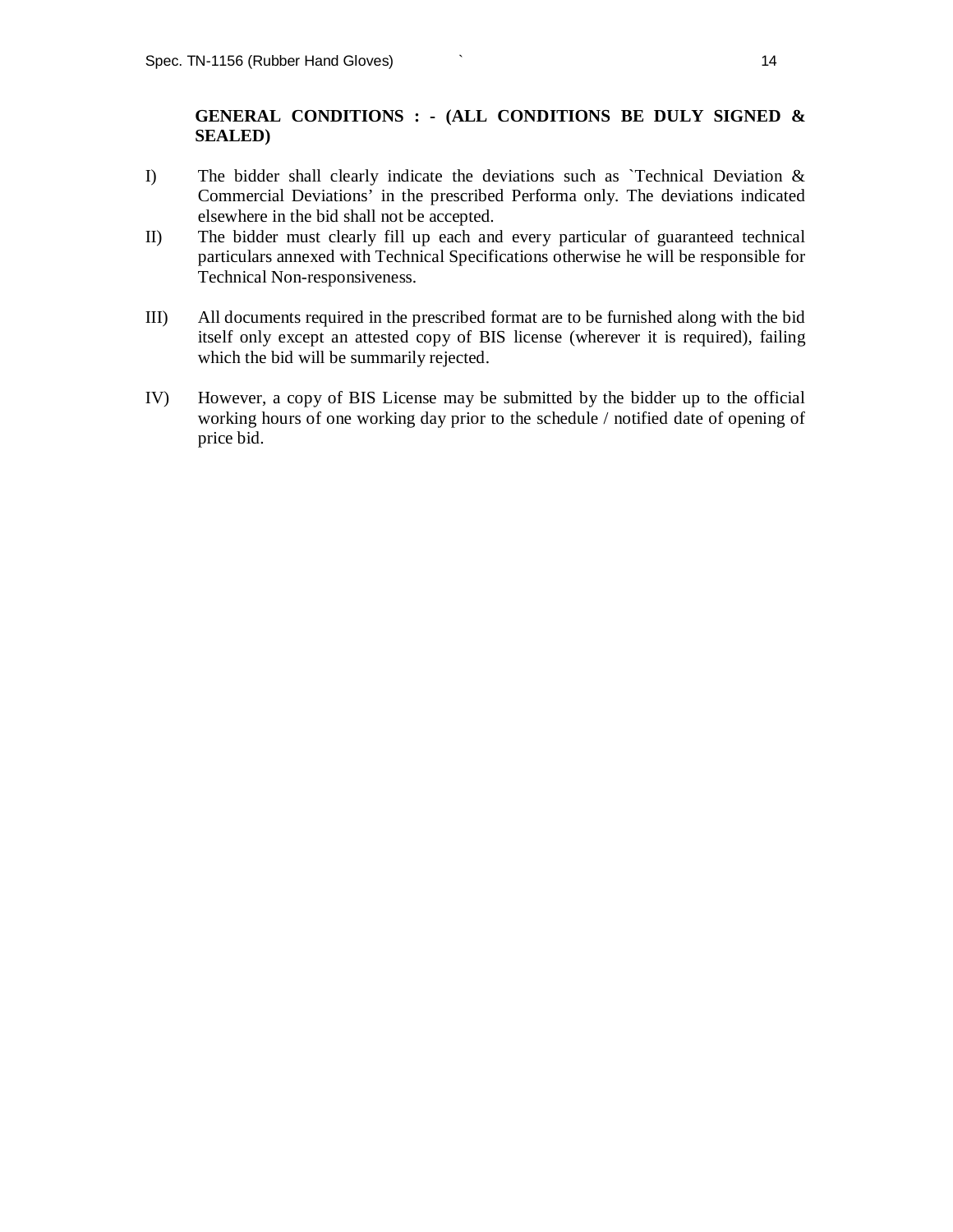**GENERAL CONDITIONS : - (ALL CONDITIONS BE DULY SIGNED & SEALED)**

I) The bidder shall clearly indicate the deviations such as `Technical Deviation & Commercial Deviations' in the prescribed Performa only. The deviations indicated elsewhere in the bid shall not be accepted.

II) The bidder must clearly fill up each and every particular of guaranteed technical particulars annexed with Technical Specifications otherwise he will be responsible for Technical Non-responsiveness.

III) All documents required in the prescribed format are to be furnished along with the bid itself only except an attested copy of BIS license (wherever it is required), failing which the bid will be summarily rejected.

IV) However, a copy of BIS License may be submitted by the bidder up to the official working hours of one working day prior to the schedule / notified date of opening of price bid.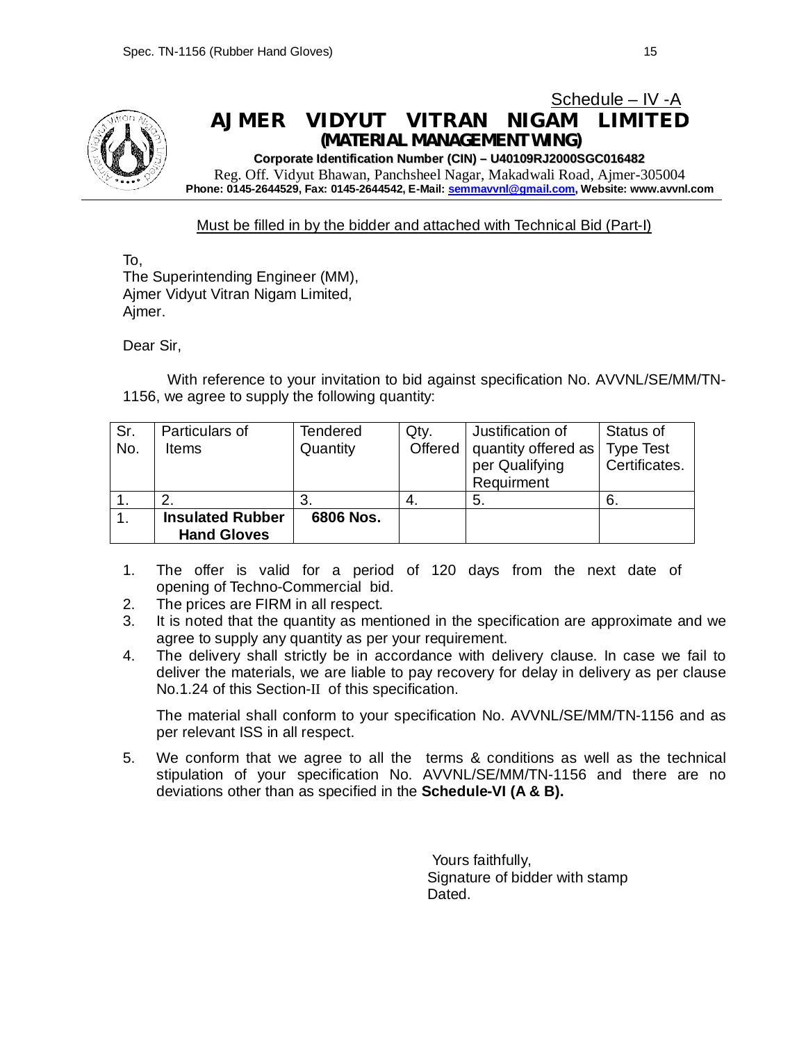Schedule – IV -A

# AJMER VIDYUT VITRAN NIGAM LIMITED

## (MATERIAL MANAGEMENT WING)

**Corporate Identification Number (CIN) – U40109RJ2000SGC016482**

Reg. Off. Vidyut Bhawan, Panchsheel Nagar, Makadwali Road, Ajmer-305004

**Phone: 0145-2644529, Fax: 0145-2644542, E-Mail: semmavvnl@gmail.com, Website: www.avvnl.com**

Must be filled in by the bidder and attached with Technical Bid (Part-I)

To,
The Superintending Engineer (MM),
Ajmer Vidyut Vitran Nigam Limited,
Ajmer.

Dear Sir,

With reference to your invitation to bid against specification No. AVVNL/SE/MM/TN-1156, we agree to supply the following quantity:

| Sr. No. | Particulars of Items | Tendered Quantity | Qty. Offered | Justification of quantity offered as per Qualifying Requirment | Status of Type Test Certificates. |
|---|---|---|---|---|---|
| 1. | 2. | 3. | 4. | 5. | 6. |
| 1. | **Insulated Rubber Hand Gloves** | **6806 Nos.** | | | |

1. The offer is valid for a period of 120 days from the next date of opening of Techno-Commercial bid.
2. The prices are FIRM in all respect.
3. It is noted that the quantity as mentioned in the specification are approximate and we agree to supply any quantity as per your requirement.
4. The delivery shall strictly be in accordance with delivery clause. In case we fail to deliver the materials, we are liable to pay recovery for delay in delivery as per clause No.1.24 of this Section-II of this specification.

   The material shall conform to your specification No. AVVNL/SE/MM/TN-1156 and as per relevant ISS in all respect.

5. We conform that we agree to all the terms & conditions as well as the technical stipulation of your specification No. AVVNL/SE/MM/TN-1156 and there are no deviations other than as specified in the **Schedule-VI (A & B).**

Yours faithfully,
Signature of bidder with stamp
Dated.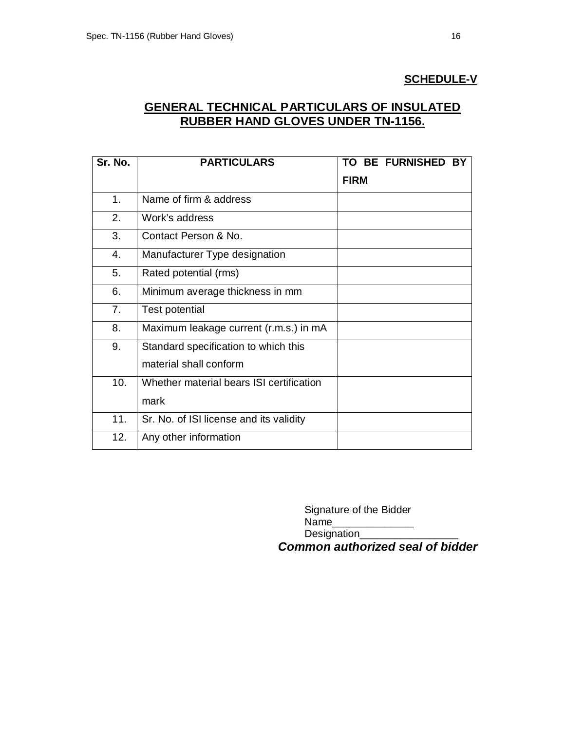**SCHEDULE-V**

## GENERAL TECHNICAL PARTICULARS OF INSULATED RUBBER HAND GLOVES UNDER TN-1156.

| Sr. No. | PARTICULARS | TO BE FURNISHED BY FIRM |
|---|---|---|
| 1. | Name of firm & address | |
| 2. | Work's address | |
| 3. | Contact Person & No. | |
| 4. | Manufacturer Type designation | |
| 5. | Rated potential (rms) | |
| 6. | Minimum average thickness in mm | |
| 7. | Test potential | |
| 8. | Maximum leakage current (r.m.s.) in mA | |
| 9. | Standard specification to which this material shall conform | |
| 10. | Whether material bears ISI certification mark | |
| 11. | Sr. No. of ISI license and its validity | |
| 12. | Any other information | |

Signature of the Bidder
Name______________
Designation_________________
***Common authorized seal of bidder***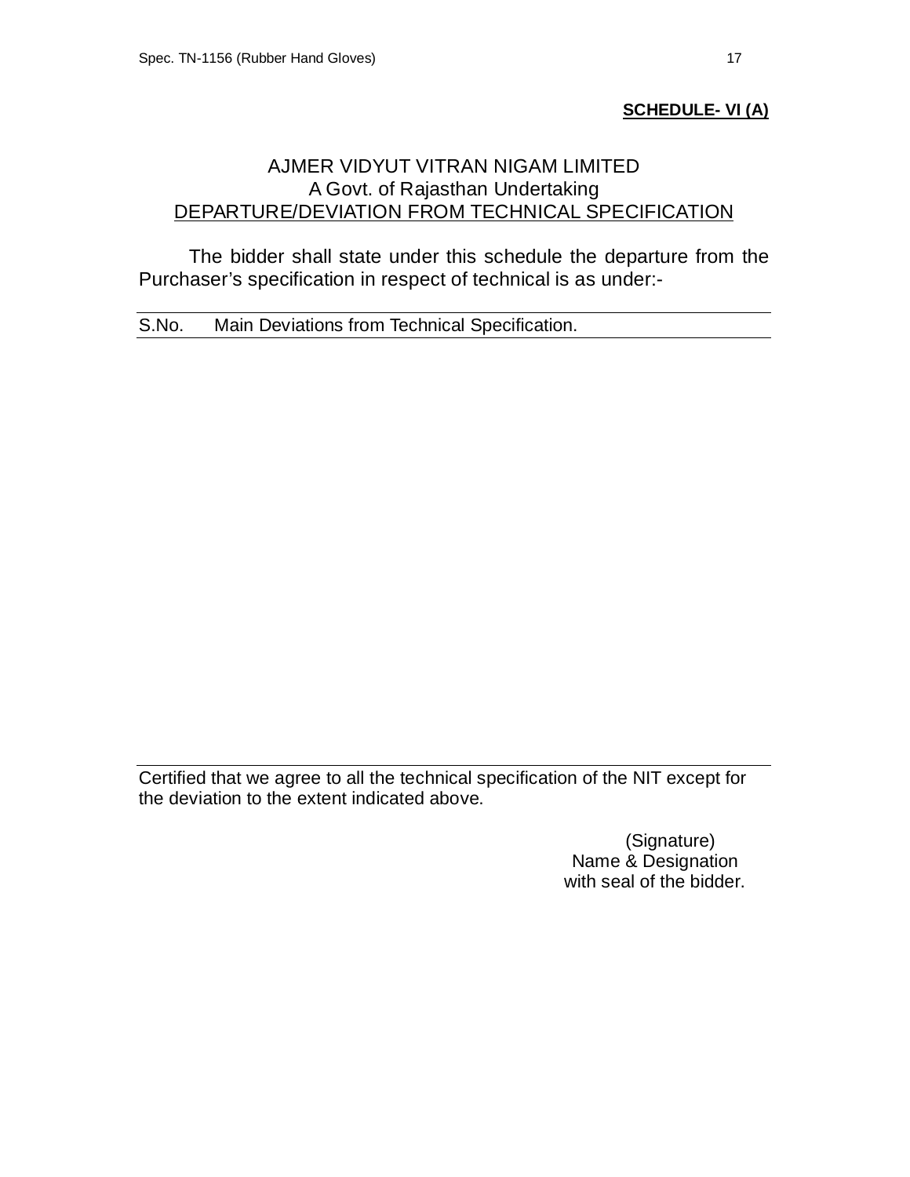**SCHEDULE- VI (A)**

AJMER VIDYUT VITRAN NIGAM LIMITED
A Govt. of Rajasthan Undertaking
DEPARTURE/DEVIATION FROM TECHNICAL SPECIFICATION

The bidder shall state under this schedule the departure from the Purchaser's specification in respect of technical is as under:-

| S.No. | Main Deviations from Technical Specification. |
|---|---|
| | |

Certified that we agree to all the technical specification of the NIT except for the deviation to the extent indicated above.

(Signature)
Name & Designation
with seal of the bidder.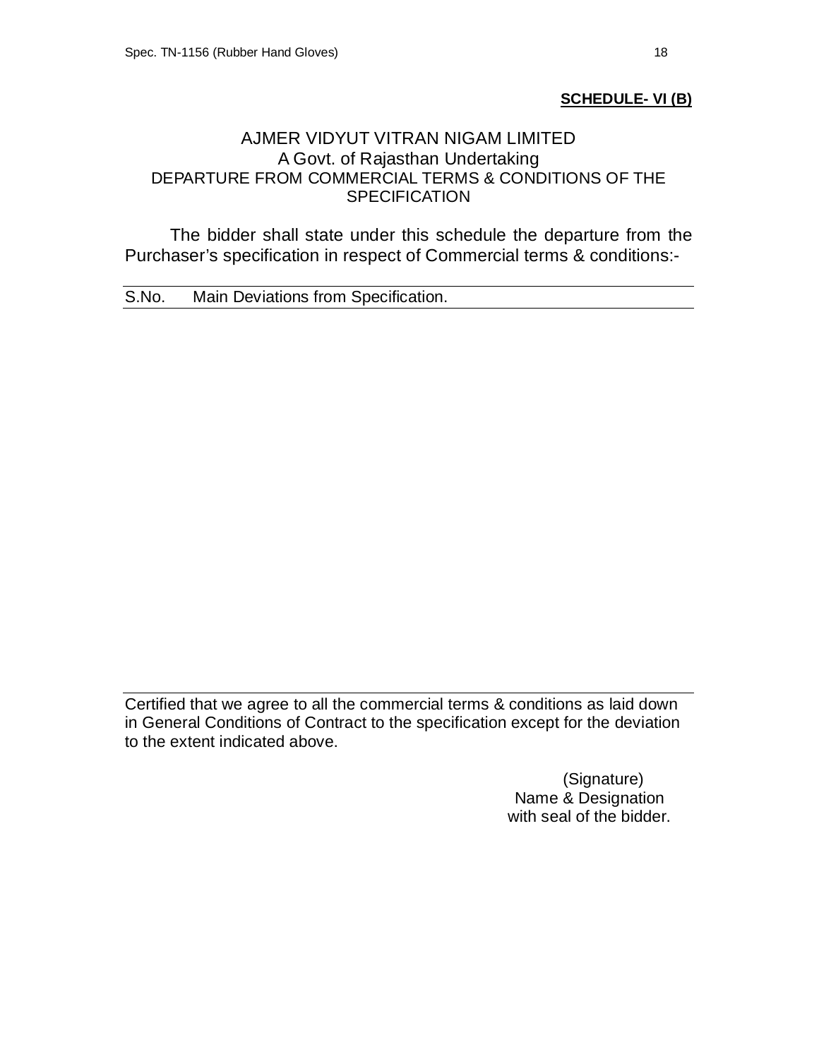**SCHEDULE- VI (B)**

AJMER VIDYUT VITRAN NIGAM LIMITED
A Govt. of Rajasthan Undertaking
DEPARTURE FROM COMMERCIAL TERMS & CONDITIONS OF THE SPECIFICATION

The bidder shall state under this schedule the departure from the Purchaser's specification in respect of Commercial terms & conditions:-

| S.No. | Main Deviations from Specification. |
|---|---|

Certified that we agree to all the commercial terms & conditions as laid down in General Conditions of Contract to the specification except for the deviation to the extent indicated above.

(Signature)
Name & Designation
with seal of the bidder.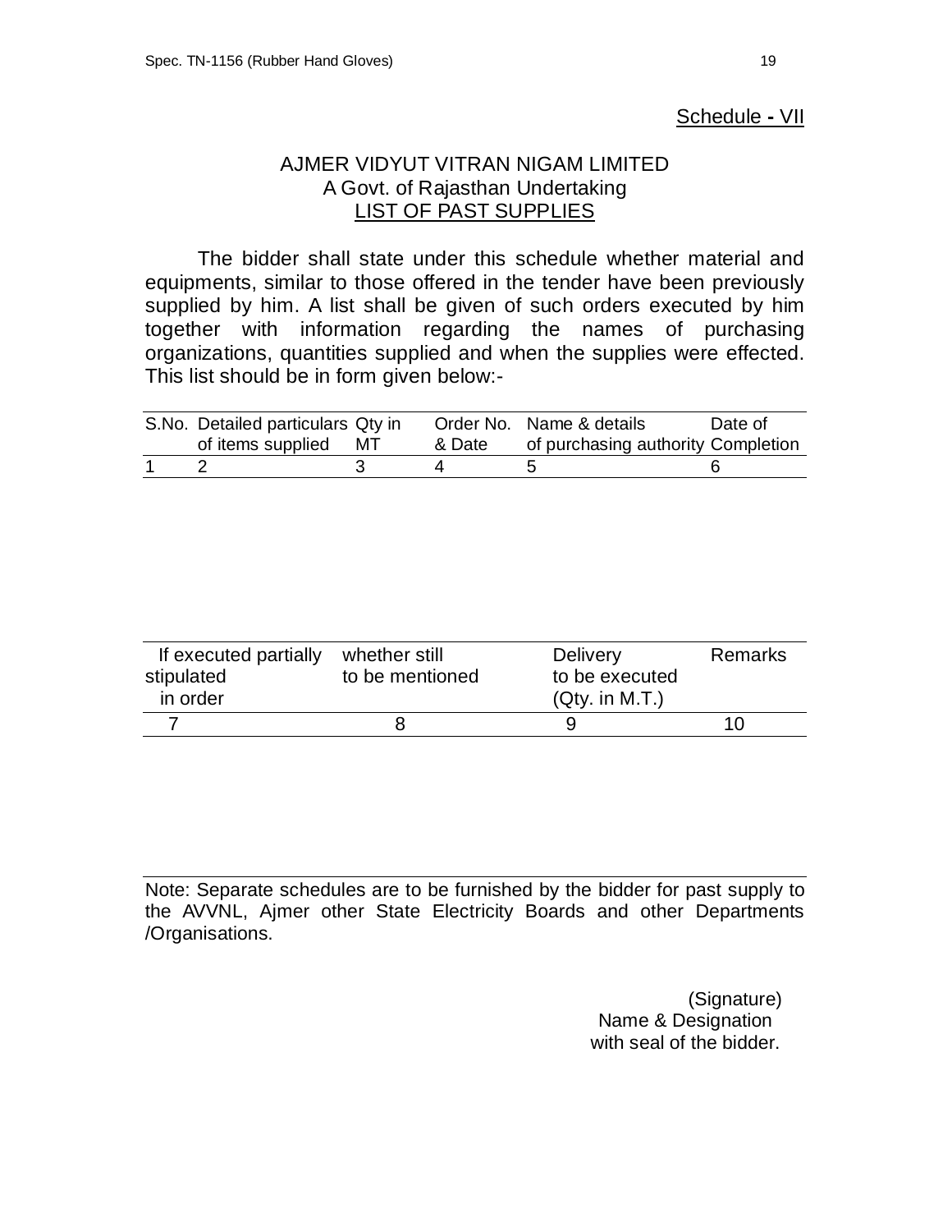Schedule - VII

# AJMER VIDYUT VITRAN NIGAM LIMITED

A Govt. of Rajasthan Undertaking

## LIST OF PAST SUPPLIES

The bidder shall state under this schedule whether material and equipments, similar to those offered in the tender have been previously supplied by him. A list shall be given of such orders executed by him together with information regarding the names of purchasing organizations, quantities supplied and when the supplies were effected. This list should be in form given below:-

| S.No. | Detailed particulars of items supplied | Qty in MT | Order No. & Date | Name & details of purchasing authority | Date of Completion |
|---|---|---|---|---|---|
| 1 | 2 | 3 | 4 | 5 | 6 |

| If executed partially stipulated in order | whether still to be mentioned | Delivery to be executed (Qty. in M.T.) | Remarks |
|---|---|---|---|
| 7 | 8 | 9 | 10 |

Note: Separate schedules are to be furnished by the bidder for past supply to the AVVNL, Ajmer other State Electricity Boards and other Departments /Organisations.

(Signature)
Name & Designation
with seal of the bidder.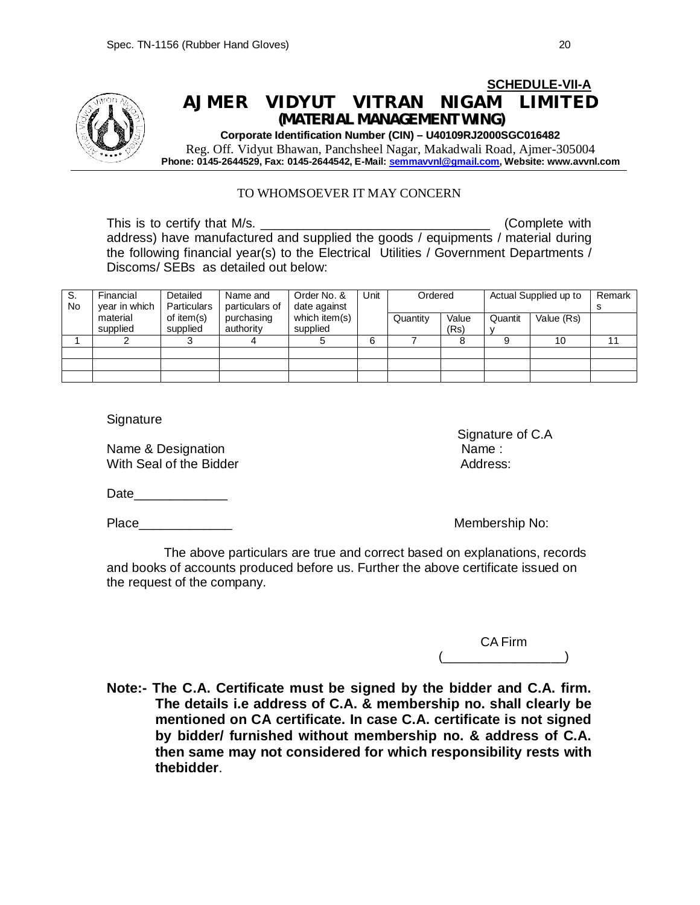**SCHEDULE-VII-A**

# AJMER VIDYUT VITRAN NIGAM LIMITED

**(MATERIAL MANAGEMENT WING)**

**Corporate Identification Number (CIN) – U40109RJ2000SGC016482**

Reg. Off. Vidyut Bhawan, Panchsheel Nagar, Makadwali Road, Ajmer-305004

**Phone: 0145-2644529, Fax: 0145-2644542, E-Mail: semmavvnl@gmail.com, Website: www.avvnl.com**

TO WHOMSOEVER IT MAY CONCERN

This is to certify that M/s. _______________________________ (Complete with address) have manufactured and supplied the goods / equipments / material during the following financial year(s) to the Electrical Utilities / Government Departments / Discoms/ SEBs as detailed out below:

| S. No | Financial year in which material supplied | Detailed Particulars of item(s) supplied | Name and particulars of purchasing authority | Order No. & date against which item(s) supplied | Unit | Ordered | | Actual Supplied up to | | Remarks |
|---|---|---|---|---|---|---|---|---|---|---|
| | | | | | | Quantity | Value (Rs) | Quantity | Value (Rs) | |
| 1 | 2 | 3 | 4 | 5 | 6 | 7 | 8 | 9 | 10 | 11 |
| | | | | | | | | | | |
| | | | | | | | | | | |
| | | | | | | | | | | |

Signature

Name & Designation
With Seal of the Bidder

Date_____________

Place_____________

Signature of C.A
Name :
Address:

Membership No:

The above particulars are true and correct based on explanations, records and books of accounts produced before us. Further the above certificate issued on the request of the company.

CA Firm
(________________)

**Note:- The C.A. Certificate must be signed by the bidder and C.A. firm. The details i.e address of C.A. & membership no. shall clearly be mentioned on CA certificate. In case C.A. certificate is not signed by bidder/ furnished without membership no. & address of C.A. then same may not considered for which responsibility rests with thebidder**.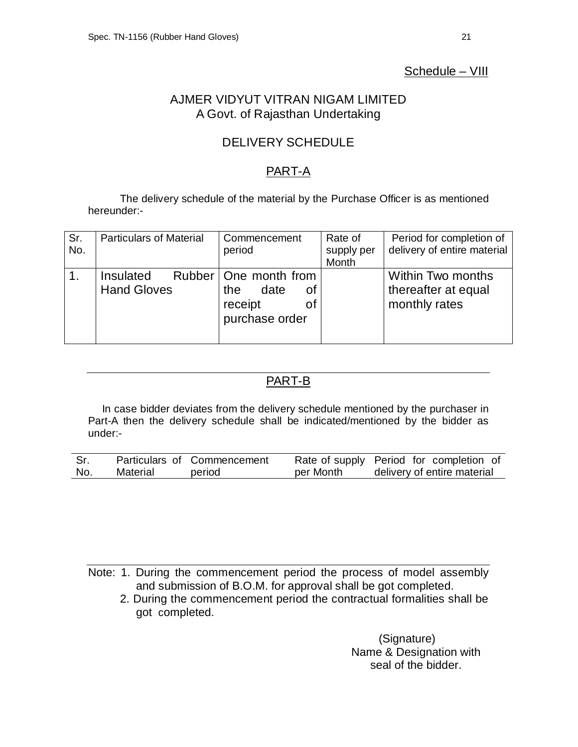Schedule – VIII

# AJMER VIDYUT VITRAN NIGAM LIMITED
A Govt. of Rajasthan Undertaking

## DELIVERY SCHEDULE

### PART-A

The delivery schedule of the material by the Purchase Officer is as mentioned hereunder:-

| Sr. No. | Particulars of Material | Commencement period | Rate of supply per Month | Period for completion of delivery of entire material |
|---|---|---|---|---|
| 1. | Insulated Rubber Hand Gloves | One month from the date of receipt of purchase order | | Within Two months thereafter at equal monthly rates |

### PART-B

In case bidder deviates from the delivery schedule mentioned by the purchaser in Part-A then the delivery schedule shall be indicated/mentioned by the bidder as under:-

| Sr. No. | Particulars of Material | Commencement period | Rate of supply per Month | Period for completion of delivery of entire material |
|---|---|---|---|---|

Note: 1. During the commencement period the process of model assembly and submission of B.O.M. for approval shall be got completed.
2. During the commencement period the contractual formalities shall be got completed.

(Signature)
Name & Designation with
seal of the bidder.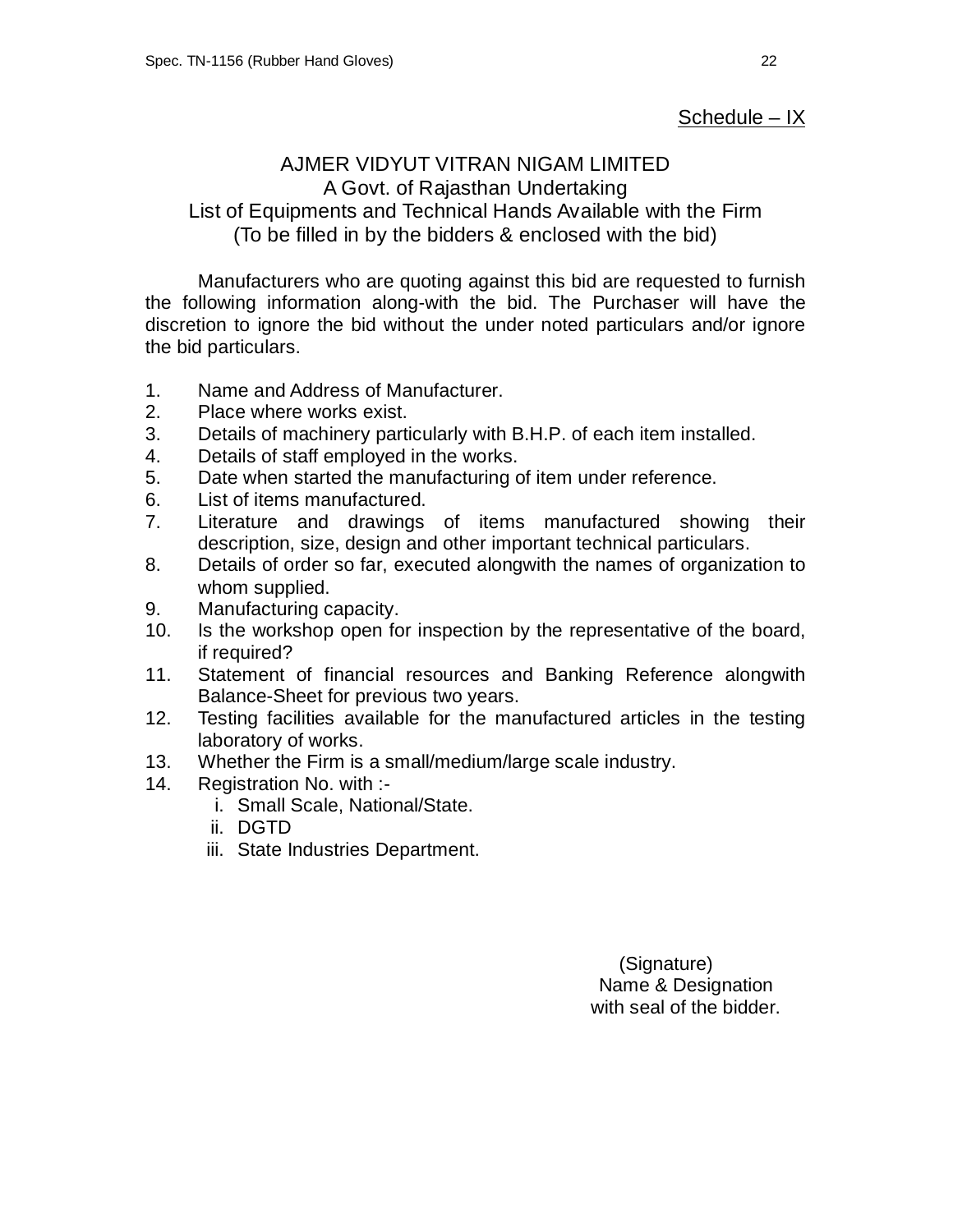Schedule – IX

# AJMER VIDYUT VITRAN NIGAM LIMITED

## A Govt. of Rajasthan Undertaking

## List of Equipments and Technical Hands Available with the Firm

(To be filled in by the bidders & enclosed with the bid)

Manufacturers who are quoting against this bid are requested to furnish the following information along-with the bid. The Purchaser will have the discretion to ignore the bid without the under noted particulars and/or ignore the bid particulars.

1. Name and Address of Manufacturer.
2. Place where works exist.
3. Details of machinery particularly with B.H.P. of each item installed.
4. Details of staff employed in the works.
5. Date when started the manufacturing of item under reference.
6. List of items manufactured.
7. Literature and drawings of items manufactured showing their description, size, design and other important technical particulars.
8. Details of order so far, executed alongwith the names of organization to whom supplied.
9. Manufacturing capacity.
10. Is the workshop open for inspection by the representative of the board, if required?
11. Statement of financial resources and Banking Reference alongwith Balance-Sheet for previous two years.
12. Testing facilities available for the manufactured articles in the testing laboratory of works.
13. Whether the Firm is a small/medium/large scale industry.
14. Registration No. with :-
    1. Small Scale, National/State.
    2. DGTD
    3. State Industries Department.

(Signature)
Name & Designation
with seal of the bidder.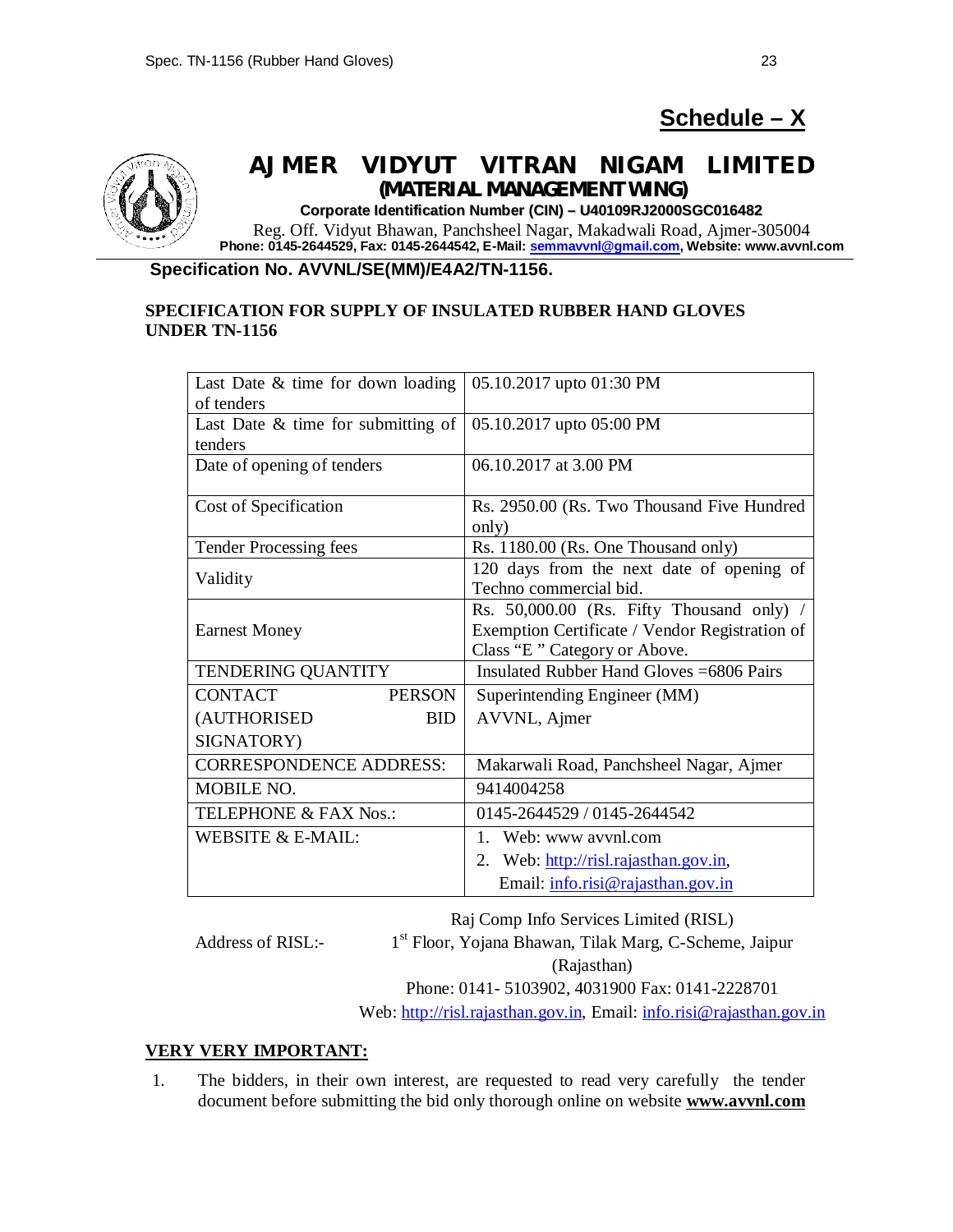## Schedule – X

# AJMER VIDYUT VITRAN NIGAM LIMITED

**(MATERIAL MANAGEMENT WING)**

**Corporate Identification Number (CIN) – U40109RJ2000SGC016482**

Reg. Off. Vidyut Bhawan, Panchsheel Nagar, Makadwali Road, Ajmer-305004

**Phone: 0145-2644529, Fax: 0145-2644542, E-Mail: semmavvnl@gmail.com, Website: www.avvnl.com**

**Specification No. AVVNL/SE(MM)/E4A2/TN-1156.**

**SPECIFICATION FOR SUPPLY OF INSULATED RUBBER HAND GLOVES UNDER TN-1156**

| | |
|---|---|
| Last Date & time for down loading of tenders | 05.10.2017 upto 01:30 PM |
| Last Date & time for submitting of tenders | 05.10.2017 upto 05:00 PM |
| Date of opening of tenders | 06.10.2017 at 3.00 PM |
| Cost of Specification | Rs. 2950.00 (Rs. Two Thousand Five Hundred only) |
| Tender Processing fees | Rs. 1180.00 (Rs. One Thousand only) |
| Validity | 120 days from the next date of opening of Techno commercial bid. |
| Earnest Money | Rs. 50,000.00 (Rs. Fifty Thousand only) / Exemption Certificate / Vendor Registration of Class "E " Category or Above. |
| TENDERING QUANTITY | Insulated Rubber Hand Gloves =6806 Pairs |
| CONTACT PERSON (AUTHORISED BID SIGNATORY) | Superintending Engineer (MM) AVVNL, Ajmer |
| CORRESPONDENCE ADDRESS: | Makarwali Road, Panchsheel Nagar, Ajmer |
| MOBILE NO. | 9414004258 |
| TELEPHONE & FAX Nos.: | 0145-2644529 / 0145-2644542 |
| WEBSITE & E-MAIL: | 1. Web: www avvnl.com<br>2. Web: http://risl.rajasthan.gov.in, Email: info.risi@rajasthan.gov.in |

Address of RISL:- Raj Comp Info Services Limited (RISL)
1st Floor, Yojana Bhawan, Tilak Marg, C-Scheme, Jaipur (Rajasthan)
Phone: 0141- 5103902, 4031900 Fax: 0141-2228701
Web: http://risl.rajasthan.gov.in, Email: info.risi@rajasthan.gov.in

**VERY VERY IMPORTANT:**

1. The bidders, in their own interest, are requested to read very carefully the tender document before submitting the bid only thorough online on website **www.avvnl.com**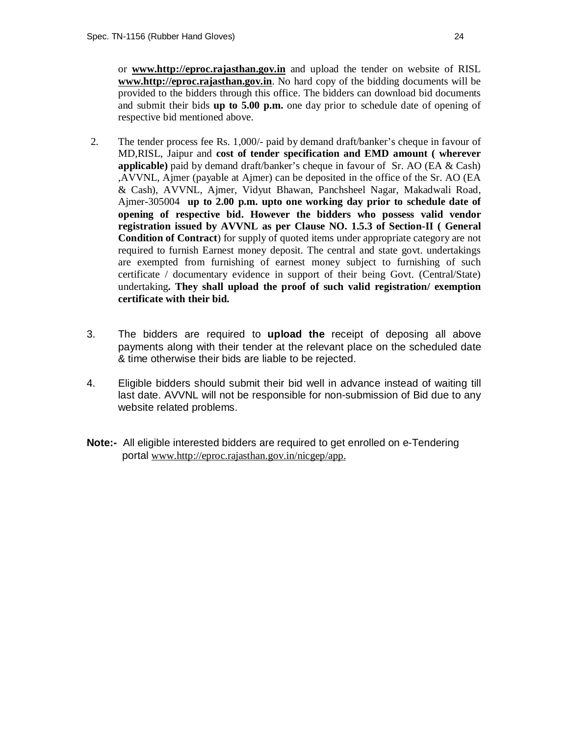or **www.http://eproc.rajasthan.gov.in** and upload the tender on website of RISL **www.http://eproc.rajasthan.gov.in**. No hard copy of the bidding documents will be provided to the bidders through this office. The bidders can download bid documents and submit their bids **up to 5.00 p.m.** one day prior to schedule date of opening of respective bid mentioned above.

2. The tender process fee Rs. 1,000/- paid by demand draft/banker's cheque in favour of MD,RISL, Jaipur and **cost of tender specification and EMD amount ( wherever applicable)** paid by demand draft/banker's cheque in favour of Sr. AO (EA & Cash) ,AVVNL, Ajmer (payable at Ajmer) can be deposited in the office of the Sr. AO (EA & Cash), AVVNL, Ajmer, Vidyut Bhawan, Panchsheel Nagar, Makadwali Road, Ajmer-305004 **up to 2.00 p.m. upto one working day prior to schedule date of opening of respective bid. However the bidders who possess valid vendor registration issued by AVVNL as per Clause NO. 1.5.3 of Section-II ( General Condition of Contract**) for supply of quoted items under appropriate category are not required to furnish Earnest money deposit. The central and state govt. undertakings are exempted from furnishing of earnest money subject to furnishing of such certificate / documentary evidence in support of their being Govt. (Central/State) undertaking**. They shall upload the proof of such valid registration/ exemption certificate with their bid.**

3. The bidders are required to **upload the** receipt of deposing all above payments along with their tender at the relevant place on the scheduled date & time otherwise their bids are liable to be rejected.

4. Eligible bidders should submit their bid well in advance instead of waiting till last date. AVVNL will not be responsible for non-submission of Bid due to any website related problems.

**Note:-** All eligible interested bidders are required to get enrolled on e-Tendering portal www.http://eproc.rajasthan.gov.in/nicgep/app.